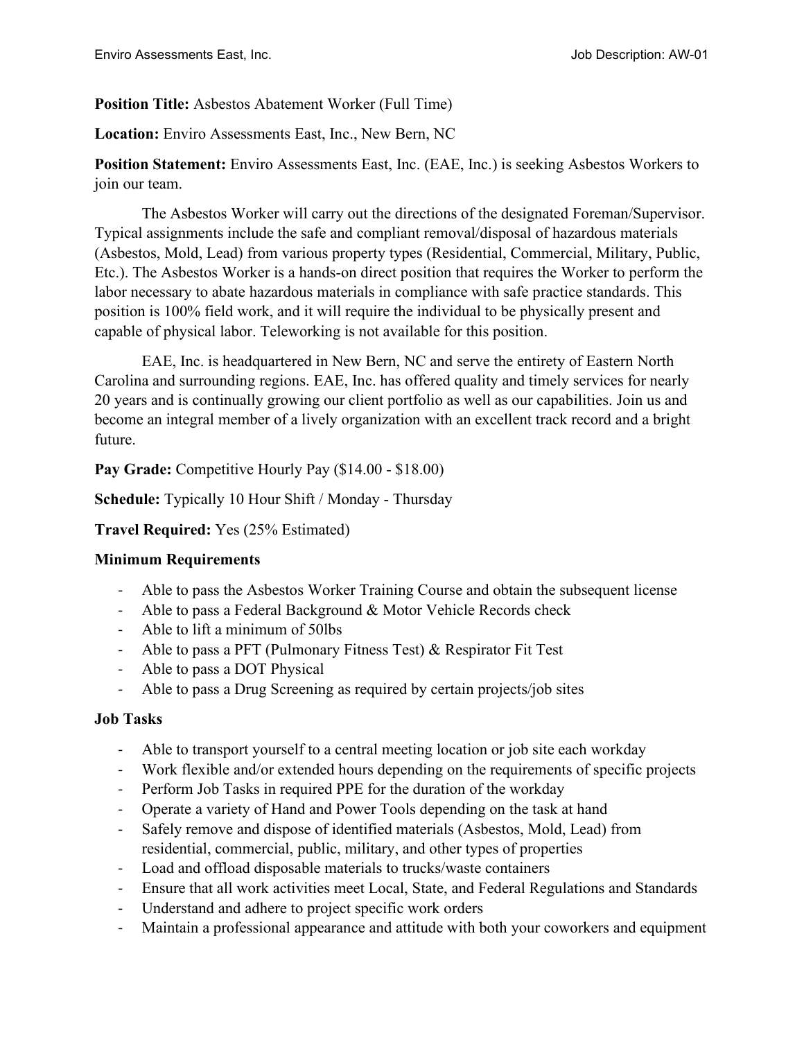**Position Title:** Asbestos Abatement Worker (Full Time)

**Location:** Enviro Assessments East, Inc., New Bern, NC

**Position Statement:** Enviro Assessments East, Inc. (EAE, Inc.) is seeking Asbestos Workers to join our team.

The Asbestos Worker will carry out the directions of the designated Foreman/Supervisor. Typical assignments include the safe and compliant removal/disposal of hazardous materials (Asbestos, Mold, Lead) from various property types (Residential, Commercial, Military, Public, Etc.). The Asbestos Worker is a hands-on direct position that requires the Worker to perform the labor necessary to abate hazardous materials in compliance with safe practice standards. This position is 100% field work, and it will require the individual to be physically present and capable of physical labor. Teleworking is not available for this position.

EAE, Inc. is headquartered in New Bern, NC and serve the entirety of Eastern North Carolina and surrounding regions. EAE, Inc. has offered quality and timely services for nearly 20 years and is continually growing our client portfolio as well as our capabilities. Join us and become an integral member of a lively organization with an excellent track record and a bright future.

**Pay Grade:** Competitive Hourly Pay ($14.00 - $18.00)

**Schedule:** Typically 10 Hour Shift / Monday - Thursday

**Travel Required:** Yes (25% Estimated)

**Minimum Requirements**

- Able to pass the Asbestos Worker Training Course and obtain the subsequent license
- Able to pass a Federal Background & Motor Vehicle Records check
- Able to lift a minimum of 50lbs
- Able to pass a PFT (Pulmonary Fitness Test) & Respirator Fit Test
- Able to pass a DOT Physical
- Able to pass a Drug Screening as required by certain projects/job sites

**Job Tasks**

- Able to transport yourself to a central meeting location or job site each workday
- Work flexible and/or extended hours depending on the requirements of specific projects
- Perform Job Tasks in required PPE for the duration of the workday
- Operate a variety of Hand and Power Tools depending on the task at hand
- Safely remove and dispose of identified materials (Asbestos, Mold, Lead) from residential, commercial, public, military, and other types of properties
- Load and offload disposable materials to trucks/waste containers
- Ensure that all work activities meet Local, State, and Federal Regulations and Standards
- Understand and adhere to project specific work orders
- Maintain a professional appearance and attitude with both your coworkers and equipment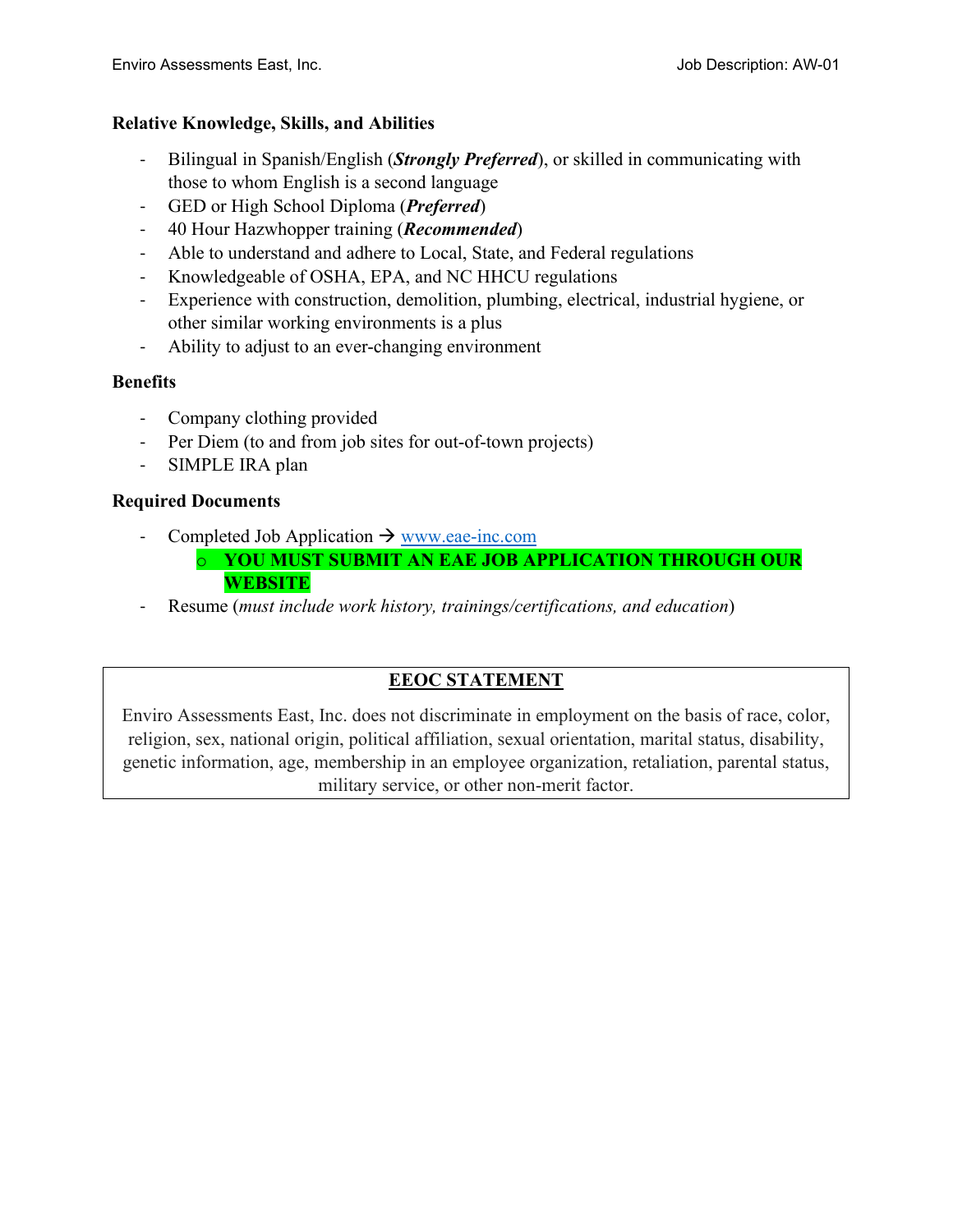### Relative Knowledge, Skills, and Abilities

- Bilingual in Spanish/English (***Strongly Preferred***), or skilled in communicating with those to whom English is a second language
- GED or High School Diploma (***Preferred***)
- 40 Hour Hazwhopper training (***Recommended***)
- Able to understand and adhere to Local, State, and Federal regulations
- Knowledgeable of OSHA, EPA, and NC HHCU regulations
- Experience with construction, demolition, plumbing, electrical, industrial hygiene, or other similar working environments is a plus
- Ability to adjust to an ever-changing environment

### Benefits

- Company clothing provided
- Per Diem (to and from job sites for out-of-town projects)
- SIMPLE IRA plan

### Required Documents

- Completed Job Application → [www.eae-inc.com](http://www.eae-inc.com)
  - **YOU MUST SUBMIT AN EAE JOB APPLICATION THROUGH OUR WEBSITE**
- Resume (*must include work history, trainings/certifications, and education*)

---

**EEOC STATEMENT**

Enviro Assessments East, Inc. does not discriminate in employment on the basis of race, color, religion, sex, national origin, political affiliation, sexual orientation, marital status, disability, genetic information, age, membership in an employee organization, retaliation, parental status, military service, or other non-merit factor.